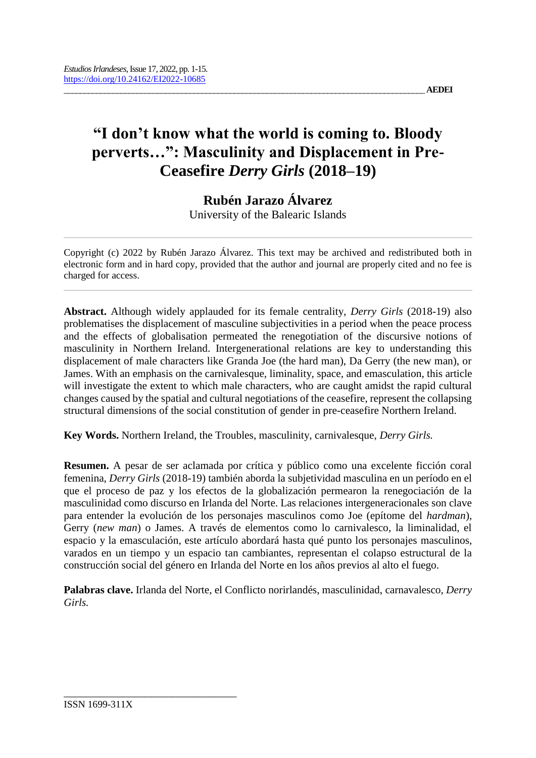# "I don't know what the world is coming to. Bloody perverts…": Masculinity and Displacement in Pre-Ceasefire *Derry Girls* (2018–19)

**Rubén Jarazo Álvarez**

University of the Balearic Islands

Copyright (c) 2022 by Rubén Jarazo Álvarez. This text may be archived and redistributed both in electronic form and in hard copy, provided that the author and journal are properly cited and no fee is charged for access.

**Abstract.** Although widely applauded for its female centrality, *Derry Girls* (2018-19) also problematises the displacement of masculine subjectivities in a period when the peace process and the effects of globalisation permeated the renegotiation of the discursive notions of masculinity in Northern Ireland. Intergenerational relations are key to understanding this displacement of male characters like Granda Joe (the hard man), Da Gerry (the new man), or James. With an emphasis on the carnivalesque, liminality, space, and emasculation, this article will investigate the extent to which male characters, who are caught amidst the rapid cultural changes caused by the spatial and cultural negotiations of the ceasefire, represent the collapsing structural dimensions of the social constitution of gender in pre-ceasefire Northern Ireland.

**Key Words.** Northern Ireland, the Troubles, masculinity, carnivalesque, *Derry Girls.*

**Resumen.** A pesar de ser aclamada por crítica y público como una excelente ficción coral femenina, *Derry Girls* (2018-19) también aborda la subjetividad masculina en un período en el que el proceso de paz y los efectos de la globalización permearon la renegociación de la masculinidad como discurso en Irlanda del Norte. Las relaciones intergeneracionales son clave para entender la evolución de los personajes masculinos como Joe (epítome del *hardman*), Gerry (*new man*) o James. A través de elementos como lo carnivalesco, la liminalidad, el espacio y la emasculación, este artículo abordará hasta qué punto los personajes masculinos, varados en un tiempo y un espacio tan cambiantes, representan el colapso estructural de la construcción social del género en Irlanda del Norte en los años previos al alto el fuego.

**Palabras clave.** Irlanda del Norte, el Conflicto norirlandés, masculinidad, carnavalesco, *Derry Girls.*

ISSN 1699-311X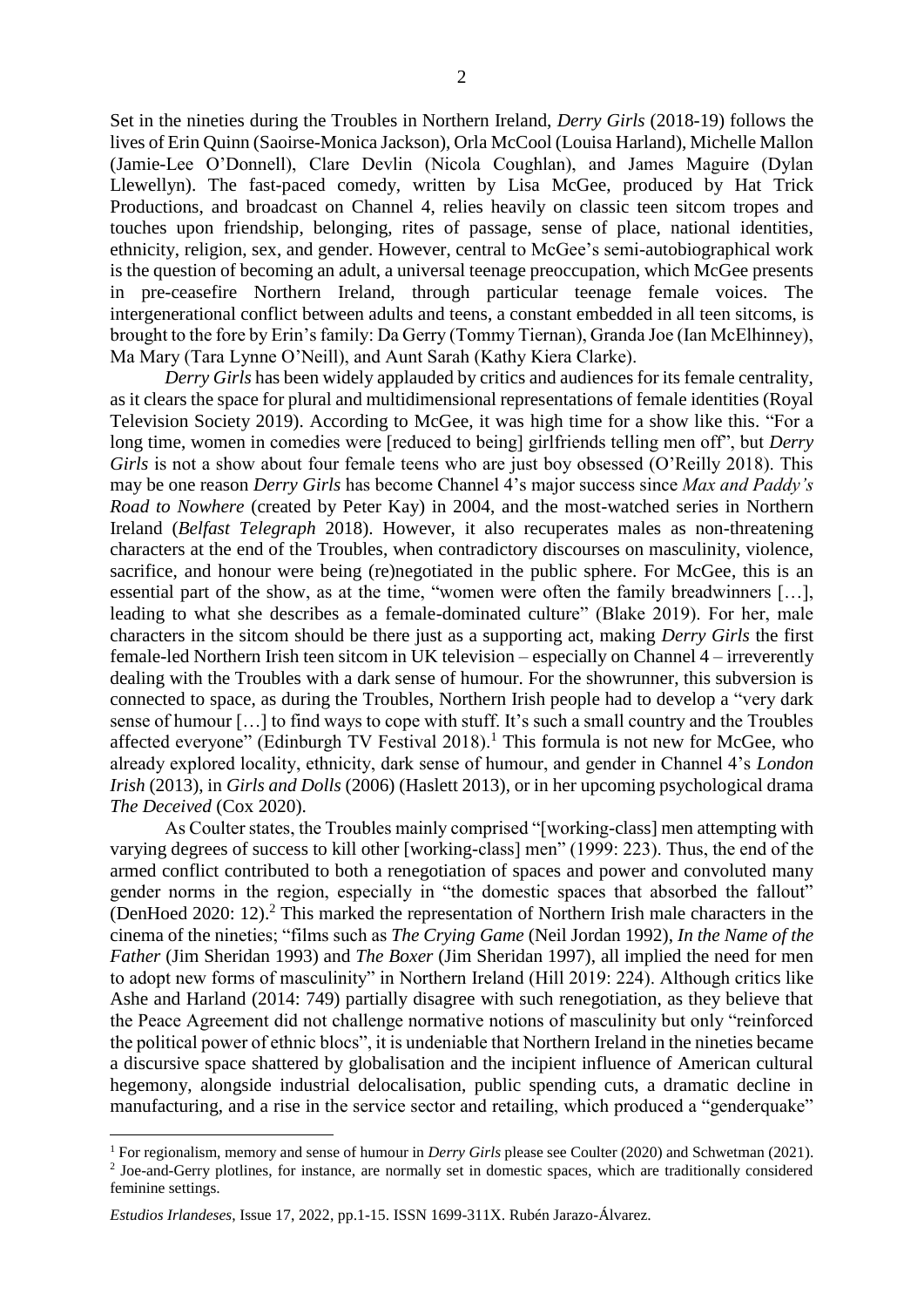Set in the nineties during the Troubles in Northern Ireland, *Derry Girls* (2018-19) follows the lives of Erin Quinn (Saoirse-Monica Jackson), Orla McCool (Louisa Harland), Michelle Mallon (Jamie-Lee O'Donnell), Clare Devlin (Nicola Coughlan), and James Maguire (Dylan Llewellyn). The fast-paced comedy, written by Lisa McGee, produced by Hat Trick Productions, and broadcast on Channel 4, relies heavily on classic teen sitcom tropes and touches upon friendship, belonging, rites of passage, sense of place, national identities, ethnicity, religion, sex, and gender. However, central to McGee's semi-autobiographical work is the question of becoming an adult, a universal teenage preoccupation, which McGee presents in pre-ceasefire Northern Ireland, through particular teenage female voices. The intergenerational conflict between adults and teens, a constant embedded in all teen sitcoms, is brought to the fore by Erin's family: Da Gerry (Tommy Tiernan), Granda Joe (Ian McElhinney), Ma Mary (Tara Lynne O'Neill), and Aunt Sarah (Kathy Kiera Clarke).

*Derry Girls* has been widely applauded by critics and audiences for its female centrality, as it clears the space for plural and multidimensional representations of female identities (Royal Television Society 2019). According to McGee, it was high time for a show like this. "For a long time, women in comedies were [reduced to being] girlfriends telling men off", but *Derry Girls* is not a show about four female teens who are just boy obsessed (O'Reilly 2018). This may be one reason *Derry Girls* has become Channel 4's major success since *Max and Paddy's Road to Nowhere* (created by Peter Kay) in 2004, and the most-watched series in Northern Ireland (*Belfast Telegraph* 2018). However, it also recuperates males as non-threatening characters at the end of the Troubles, when contradictory discourses on masculinity, violence, sacrifice, and honour were being (re)negotiated in the public sphere. For McGee, this is an essential part of the show, as at the time, "women were often the family breadwinners […], leading to what she describes as a female-dominated culture" (Blake 2019). For her, male characters in the sitcom should be there just as a supporting act, making *Derry Girls* the first female-led Northern Irish teen sitcom in UK television – especially on Channel 4 – irreverently dealing with the Troubles with a dark sense of humour. For the showrunner, this subversion is connected to space, as during the Troubles, Northern Irish people had to develop a "very dark sense of humour […] to find ways to cope with stuff. It's such a small country and the Troubles affected everyone" (Edinburgh TV Festival 2018).[1] This formula is not new for McGee, who already explored locality, ethnicity, dark sense of humour, and gender in Channel 4's *London Irish* (2013), in *Girls and Dolls* (2006) (Haslett 2013), or in her upcoming psychological drama *The Deceived* (Cox 2020).

As Coulter states, the Troubles mainly comprised "[working-class] men attempting with varying degrees of success to kill other [working-class] men" (1999: 223). Thus, the end of the armed conflict contributed to both a renegotiation of spaces and power and convoluted many gender norms in the region, especially in "the domestic spaces that absorbed the fallout" (DenHoed 2020: 12).[2] This marked the representation of Northern Irish male characters in the cinema of the nineties; "films such as *The Crying Game* (Neil Jordan 1992), *In the Name of the Father* (Jim Sheridan 1993) and *The Boxer* (Jim Sheridan 1997), all implied the need for men to adopt new forms of masculinity" in Northern Ireland (Hill 2019: 224). Although critics like Ashe and Harland (2014: 749) partially disagree with such renegotiation, as they believe that the Peace Agreement did not challenge normative notions of masculinity but only "reinforced the political power of ethnic blocs", it is undeniable that Northern Ireland in the nineties became a discursive space shattered by globalisation and the incipient influence of American cultural hegemony, alongside industrial delocalisation, public spending cuts, a dramatic decline in manufacturing, and a rise in the service sector and retailing, which produced a "genderquake"

---

[1] For regionalism, memory and sense of humour in *Derry Girls* please see Coulter (2020) and Schwetman (2021).

[2] Joe-and-Gerry plotlines, for instance, are normally set in domestic spaces, which are traditionally considered feminine settings.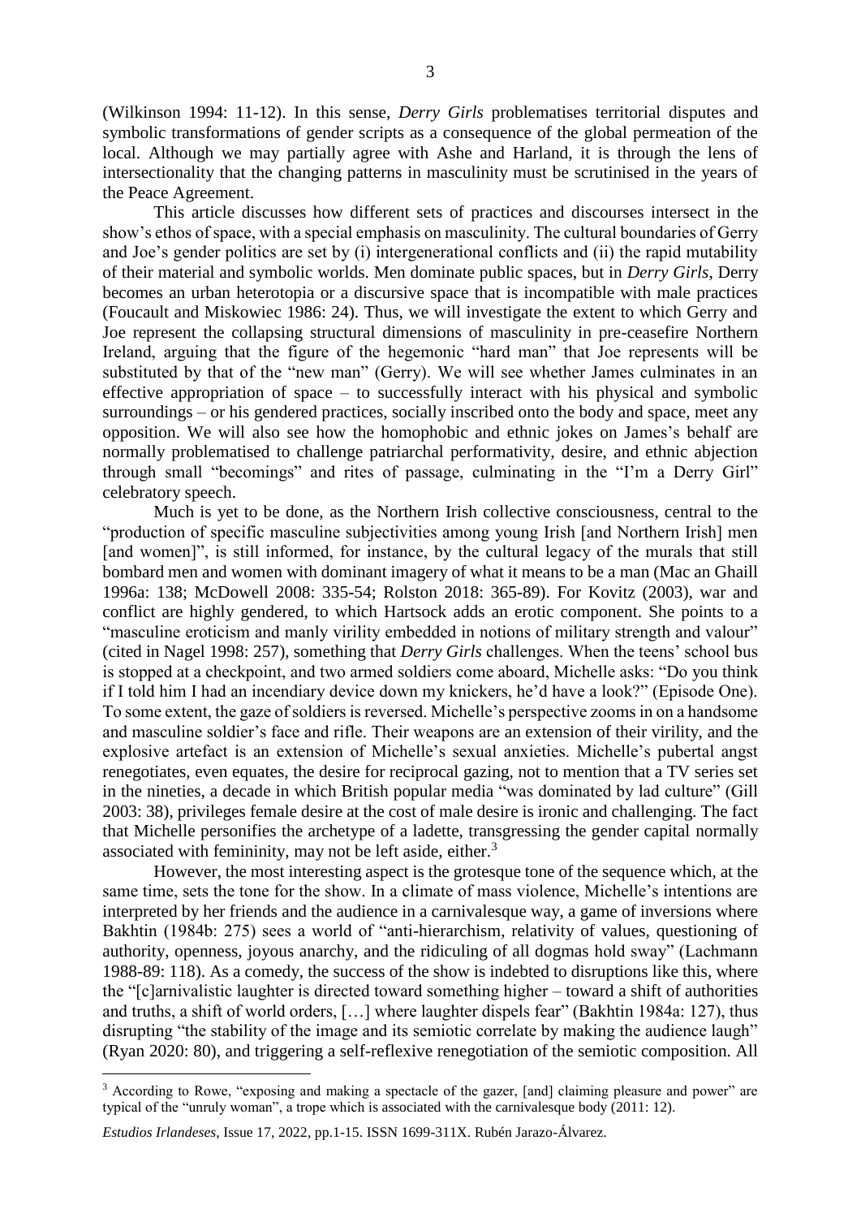(Wilkinson 1994: 11-12). In this sense, *Derry Girls* problematises territorial disputes and symbolic transformations of gender scripts as a consequence of the global permeation of the local. Although we may partially agree with Ashe and Harland, it is through the lens of intersectionality that the changing patterns in masculinity must be scrutinised in the years of the Peace Agreement.

This article discusses how different sets of practices and discourses intersect in the show's ethos of space, with a special emphasis on masculinity. The cultural boundaries of Gerry and Joe's gender politics are set by (i) intergenerational conflicts and (ii) the rapid mutability of their material and symbolic worlds. Men dominate public spaces, but in *Derry Girls*, Derry becomes an urban heterotopia or a discursive space that is incompatible with male practices (Foucault and Miskowiec 1986: 24). Thus, we will investigate the extent to which Gerry and Joe represent the collapsing structural dimensions of masculinity in pre-ceasefire Northern Ireland, arguing that the figure of the hegemonic "hard man" that Joe represents will be substituted by that of the "new man" (Gerry). We will see whether James culminates in an effective appropriation of space – to successfully interact with his physical and symbolic surroundings – or his gendered practices, socially inscribed onto the body and space, meet any opposition. We will also see how the homophobic and ethnic jokes on James's behalf are normally problematised to challenge patriarchal performativity, desire, and ethnic abjection through small "becomings" and rites of passage, culminating in the "I'm a Derry Girl" celebratory speech.

Much is yet to be done, as the Northern Irish collective consciousness, central to the "production of specific masculine subjectivities among young Irish [and Northern Irish] men [and women]", is still informed, for instance, by the cultural legacy of the murals that still bombard men and women with dominant imagery of what it means to be a man (Mac an Ghaill 1996a: 138; McDowell 2008: 335-54; Rolston 2018: 365-89). For Kovitz (2003), war and conflict are highly gendered, to which Hartsock adds an erotic component. She points to a "masculine eroticism and manly virility embedded in notions of military strength and valour" (cited in Nagel 1998: 257), something that *Derry Girls* challenges. When the teens' school bus is stopped at a checkpoint, and two armed soldiers come aboard, Michelle asks: "Do you think if I told him I had an incendiary device down my knickers, he'd have a look?" (Episode One). To some extent, the gaze of soldiers is reversed. Michelle's perspective zooms in on a handsome and masculine soldier's face and rifle. Their weapons are an extension of their virility, and the explosive artefact is an extension of Michelle's sexual anxieties. Michelle's pubertal angst renegotiates, even equates, the desire for reciprocal gazing, not to mention that a TV series set in the nineties, a decade in which British popular media "was dominated by lad culture" (Gill 2003: 38), privileges female desire at the cost of male desire is ironic and challenging. The fact that Michelle personifies the archetype of a ladette, transgressing the gender capital normally associated with femininity, may not be left aside, either.[3]

However, the most interesting aspect is the grotesque tone of the sequence which, at the same time, sets the tone for the show. In a climate of mass violence, Michelle's intentions are interpreted by her friends and the audience in a carnivalesque way, a game of inversions where Bakhtin (1984b: 275) sees a world of "anti-hierarchism, relativity of values, questioning of authority, openness, joyous anarchy, and the ridiculing of all dogmas hold sway" (Lachmann 1988-89: 118). As a comedy, the success of the show is indebted to disruptions like this, where the "[c]arnivalistic laughter is directed toward something higher – toward a shift of authorities and truths, a shift of world orders, […] where laughter dispels fear" (Bakhtin 1984a: 127), thus disrupting "the stability of the image and its semiotic correlate by making the audience laugh" (Ryan 2020: 80), and triggering a self-reflexive renegotiation of the semiotic composition. All

---

[3] According to Rowe, "exposing and making a spectacle of the gazer, [and] claiming pleasure and power" are typical of the "unruly woman", a trope which is associated with the carnivalesque body (2011: 12).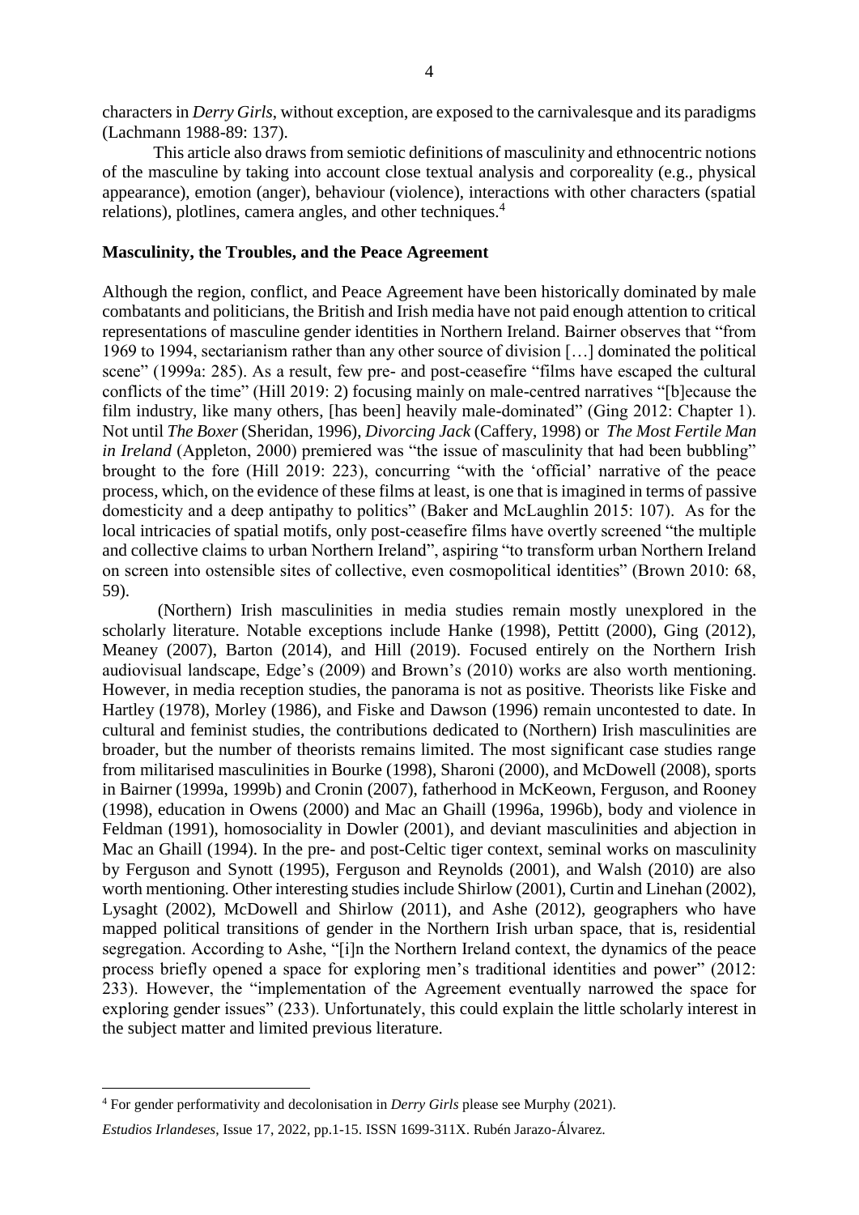characters in *Derry Girls*, without exception, are exposed to the carnivalesque and its paradigms (Lachmann 1988-89: 137).

This article also draws from semiotic definitions of masculinity and ethnocentric notions of the masculine by taking into account close textual analysis and corporeality (e.g., physical appearance), emotion (anger), behaviour (violence), interactions with other characters (spatial relations), plotlines, camera angles, and other techniques.[4]

**Masculinity, the Troubles, and the Peace Agreement**

Although the region, conflict, and Peace Agreement have been historically dominated by male combatants and politicians, the British and Irish media have not paid enough attention to critical representations of masculine gender identities in Northern Ireland. Bairner observes that "from 1969 to 1994, sectarianism rather than any other source of division […] dominated the political scene" (1999a: 285). As a result, few pre- and post-ceasefire "films have escaped the cultural conflicts of the time" (Hill 2019: 2) focusing mainly on male-centred narratives "[b]ecause the film industry, like many others, [has been] heavily male-dominated" (Ging 2012: Chapter 1). Not until *The Boxer* (Sheridan, 1996), *Divorcing Jack* (Caffery, 1998) or *The Most Fertile Man in Ireland* (Appleton, 2000) premiered was "the issue of masculinity that had been bubbling" brought to the fore (Hill 2019: 223), concurring "with the 'official' narrative of the peace process, which, on the evidence of these films at least, is one that is imagined in terms of passive domesticity and a deep antipathy to politics" (Baker and McLaughlin 2015: 107). As for the local intricacies of spatial motifs, only post-ceasefire films have overtly screened "the multiple and collective claims to urban Northern Ireland", aspiring "to transform urban Northern Ireland on screen into ostensible sites of collective, even cosmopolitical identities" (Brown 2010: 68, 59).

(Northern) Irish masculinities in media studies remain mostly unexplored in the scholarly literature. Notable exceptions include Hanke (1998), Pettitt (2000), Ging (2012), Meaney (2007), Barton (2014), and Hill (2019). Focused entirely on the Northern Irish audiovisual landscape, Edge's (2009) and Brown's (2010) works are also worth mentioning. However, in media reception studies, the panorama is not as positive. Theorists like Fiske and Hartley (1978), Morley (1986), and Fiske and Dawson (1996) remain uncontested to date. In cultural and feminist studies, the contributions dedicated to (Northern) Irish masculinities are broader, but the number of theorists remains limited. The most significant case studies range from militarised masculinities in Bourke (1998), Sharoni (2000), and McDowell (2008), sports in Bairner (1999a, 1999b) and Cronin (2007), fatherhood in McKeown, Ferguson, and Rooney (1998), education in Owens (2000) and Mac an Ghaill (1996a, 1996b), body and violence in Feldman (1991), homosociality in Dowler (2001), and deviant masculinities and abjection in Mac an Ghaill (1994). In the pre- and post-Celtic tiger context, seminal works on masculinity by Ferguson and Synott (1995), Ferguson and Reynolds (2001), and Walsh (2010) are also worth mentioning. Other interesting studies include Shirlow (2001), Curtin and Linehan (2002), Lysaght (2002), McDowell and Shirlow (2011), and Ashe (2012), geographers who have mapped political transitions of gender in the Northern Irish urban space, that is, residential segregation. According to Ashe, "[i]n the Northern Ireland context, the dynamics of the peace process briefly opened a space for exploring men's traditional identities and power" (2012: 233). However, the "implementation of the Agreement eventually narrowed the space for exploring gender issues" (233). Unfortunately, this could explain the little scholarly interest in the subject matter and limited previous literature.

---

[4] For gender performativity and decolonisation in *Derry Girls* please see Murphy (2021).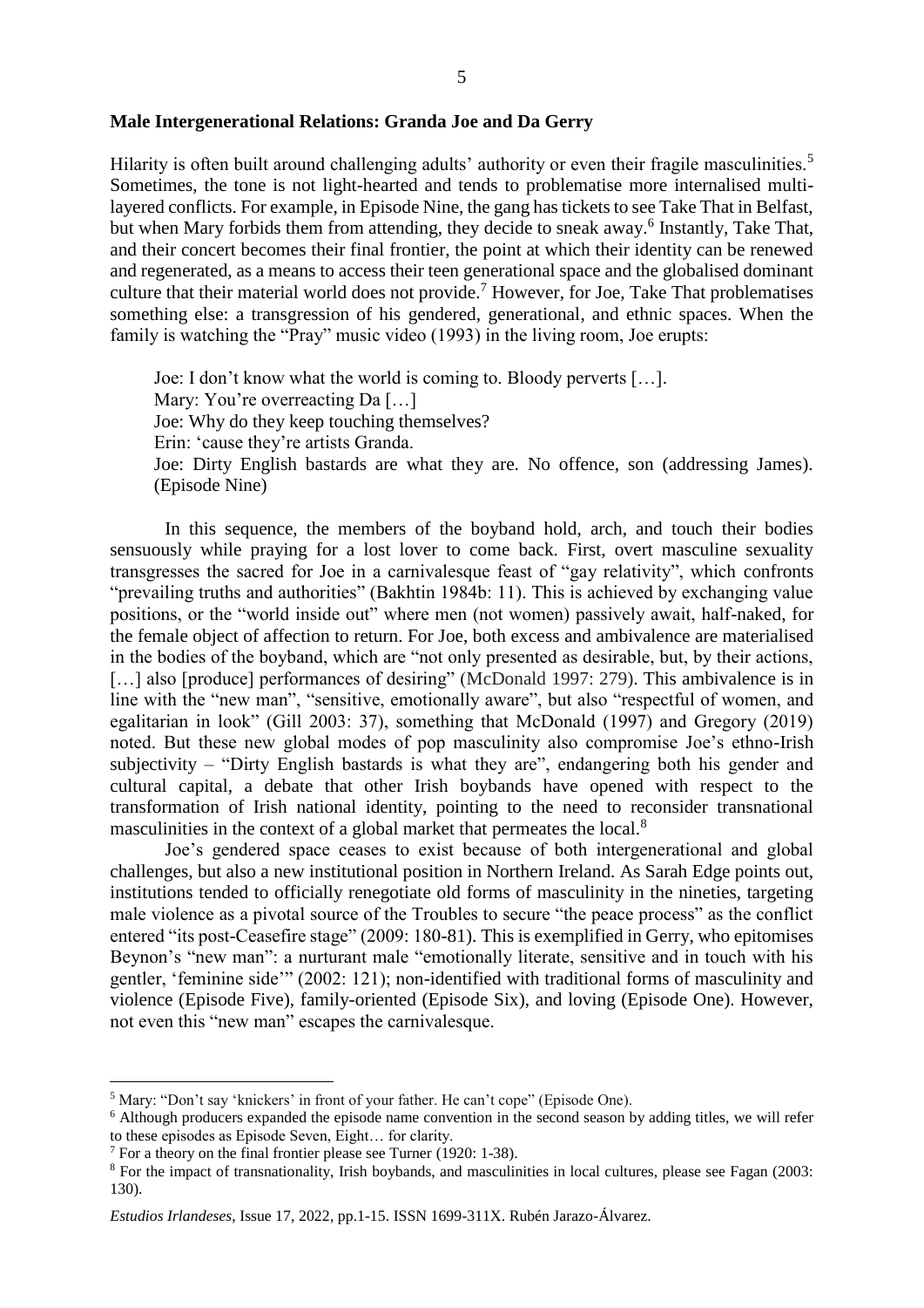**Male Intergenerational Relations: Granda Joe and Da Gerry**

Hilarity is often built around challenging adults' authority or even their fragile masculinities.[5] Sometimes, the tone is not light-hearted and tends to problematise more internalised multi-layered conflicts. For example, in Episode Nine, the gang has tickets to see Take That in Belfast, but when Mary forbids them from attending, they decide to sneak away.[6] Instantly, Take That, and their concert becomes their final frontier, the point at which their identity can be renewed and regenerated, as a means to access their teen generational space and the globalised dominant culture that their material world does not provide.[7] However, for Joe, Take That problematises something else: a transgression of his gendered, generational, and ethnic spaces. When the family is watching the "Pray" music video (1993) in the living room, Joe erupts:

> Joe: I don't know what the world is coming to. Bloody perverts […].
> Mary: You're overreacting Da […]
> Joe: Why do they keep touching themselves?
> Erin: 'cause they're artists Granda.
> Joe: Dirty English bastards are what they are. No offence, son (addressing James). (Episode Nine)

In this sequence, the members of the boyband hold, arch, and touch their bodies sensuously while praying for a lost lover to come back. First, overt masculine sexuality transgresses the sacred for Joe in a carnivalesque feast of "gay relativity", which confronts "prevailing truths and authorities" (Bakhtin 1984b: 11). This is achieved by exchanging value positions, or the "world inside out" where men (not women) passively await, half-naked, for the female object of affection to return. For Joe, both excess and ambivalence are materialised in the bodies of the boyband, which are "not only presented as desirable, but, by their actions, […] also [produce] performances of desiring" (McDonald 1997: 279). This ambivalence is in line with the "new man", "sensitive, emotionally aware", but also "respectful of women, and egalitarian in look" (Gill 2003: 37), something that McDonald (1997) and Gregory (2019) noted. But these new global modes of pop masculinity also compromise Joe's ethno-Irish subjectivity – "Dirty English bastards is what they are", endangering both his gender and cultural capital, a debate that other Irish boybands have opened with respect to the transformation of Irish national identity, pointing to the need to reconsider transnational masculinities in the context of a global market that permeates the local.[8]

Joe's gendered space ceases to exist because of both intergenerational and global challenges, but also a new institutional position in Northern Ireland. As Sarah Edge points out, institutions tended to officially renegotiate old forms of masculinity in the nineties, targeting male violence as a pivotal source of the Troubles to secure "the peace process" as the conflict entered "its post-Ceasefire stage" (2009: 180-81). This is exemplified in Gerry, who epitomises Beynon's "new man": a nurturant male "emotionally literate, sensitive and in touch with his gentler, 'feminine side'" (2002: 121); non-identified with traditional forms of masculinity and violence (Episode Five), family-oriented (Episode Six), and loving (Episode One). However, not even this "new man" escapes the carnivalesque.

---

[5] Mary: "Don't say 'knickers' in front of your father. He can't cope" (Episode One).

[6] Although producers expanded the episode name convention in the second season by adding titles, we will refer to these episodes as Episode Seven, Eight… for clarity.

[7] For a theory on the final frontier please see Turner (1920: 1-38).

[8] For the impact of transnationality, Irish boybands, and masculinities in local cultures, please see Fagan (2003: 130).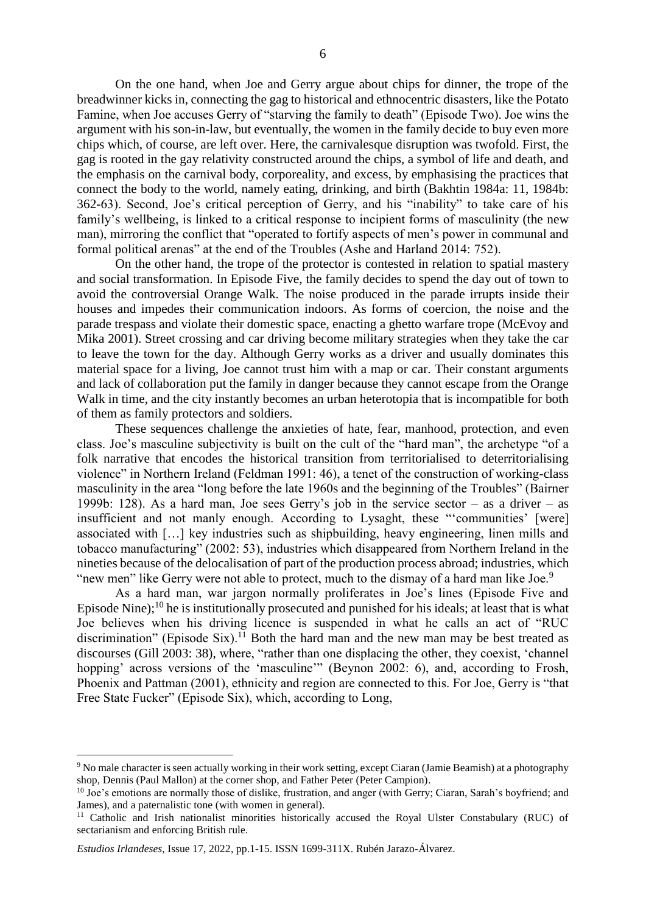On the one hand, when Joe and Gerry argue about chips for dinner, the trope of the breadwinner kicks in, connecting the gag to historical and ethnocentric disasters, like the Potato Famine, when Joe accuses Gerry of "starving the family to death" (Episode Two). Joe wins the argument with his son-in-law, but eventually, the women in the family decide to buy even more chips which, of course, are left over. Here, the carnivalesque disruption was twofold. First, the gag is rooted in the gay relativity constructed around the chips, a symbol of life and death, and the emphasis on the carnival body, corporeality, and excess, by emphasising the practices that connect the body to the world, namely eating, drinking, and birth (Bakhtin 1984a: 11, 1984b: 362-63). Second, Joe's critical perception of Gerry, and his "inability" to take care of his family's wellbeing, is linked to a critical response to incipient forms of masculinity (the new man), mirroring the conflict that "operated to fortify aspects of men's power in communal and formal political arenas" at the end of the Troubles (Ashe and Harland 2014: 752).

On the other hand, the trope of the protector is contested in relation to spatial mastery and social transformation. In Episode Five, the family decides to spend the day out of town to avoid the controversial Orange Walk. The noise produced in the parade irrupts inside their houses and impedes their communication indoors. As forms of coercion, the noise and the parade trespass and violate their domestic space, enacting a ghetto warfare trope (McEvoy and Mika 2001). Street crossing and car driving become military strategies when they take the car to leave the town for the day. Although Gerry works as a driver and usually dominates this material space for a living, Joe cannot trust him with a map or car. Their constant arguments and lack of collaboration put the family in danger because they cannot escape from the Orange Walk in time, and the city instantly becomes an urban heterotopia that is incompatible for both of them as family protectors and soldiers.

These sequences challenge the anxieties of hate, fear, manhood, protection, and even class. Joe's masculine subjectivity is built on the cult of the "hard man", the archetype "of a folk narrative that encodes the historical transition from territorialised to deterritorialising violence" in Northern Ireland (Feldman 1991: 46), a tenet of the construction of working-class masculinity in the area "long before the late 1960s and the beginning of the Troubles" (Bairner 1999b: 128). As a hard man, Joe sees Gerry's job in the service sector – as a driver – as insufficient and not manly enough. According to Lysaght, these "'communities' [were] associated with […] key industries such as shipbuilding, heavy engineering, linen mills and tobacco manufacturing" (2002: 53), industries which disappeared from Northern Ireland in the nineties because of the delocalisation of part of the production process abroad; industries, which "new men" like Gerry were not able to protect, much to the dismay of a hard man like Joe.[9]

As a hard man, war jargon normally proliferates in Joe's lines (Episode Five and Episode Nine);[10] he is institutionally prosecuted and punished for his ideals; at least that is what Joe believes when his driving licence is suspended in what he calls an act of "RUC discrimination" (Episode Six).[11] Both the hard man and the new man may be best treated as discourses (Gill 2003: 38), where, "rather than one displacing the other, they coexist, 'channel hopping' across versions of the 'masculine'" (Beynon 2002: 6), and, according to Frosh, Phoenix and Pattman (2001), ethnicity and region are connected to this. For Joe, Gerry is "that Free State Fucker" (Episode Six), which, according to Long,

---

[9] No male character is seen actually working in their work setting, except Ciaran (Jamie Beamish) at a photography shop, Dennis (Paul Mallon) at the corner shop, and Father Peter (Peter Campion).

[10] Joe's emotions are normally those of dislike, frustration, and anger (with Gerry; Ciaran, Sarah's boyfriend; and James), and a paternalistic tone (with women in general).

[11] Catholic and Irish nationalist minorities historically accused the Royal Ulster Constabulary (RUC) of sectarianism and enforcing British rule.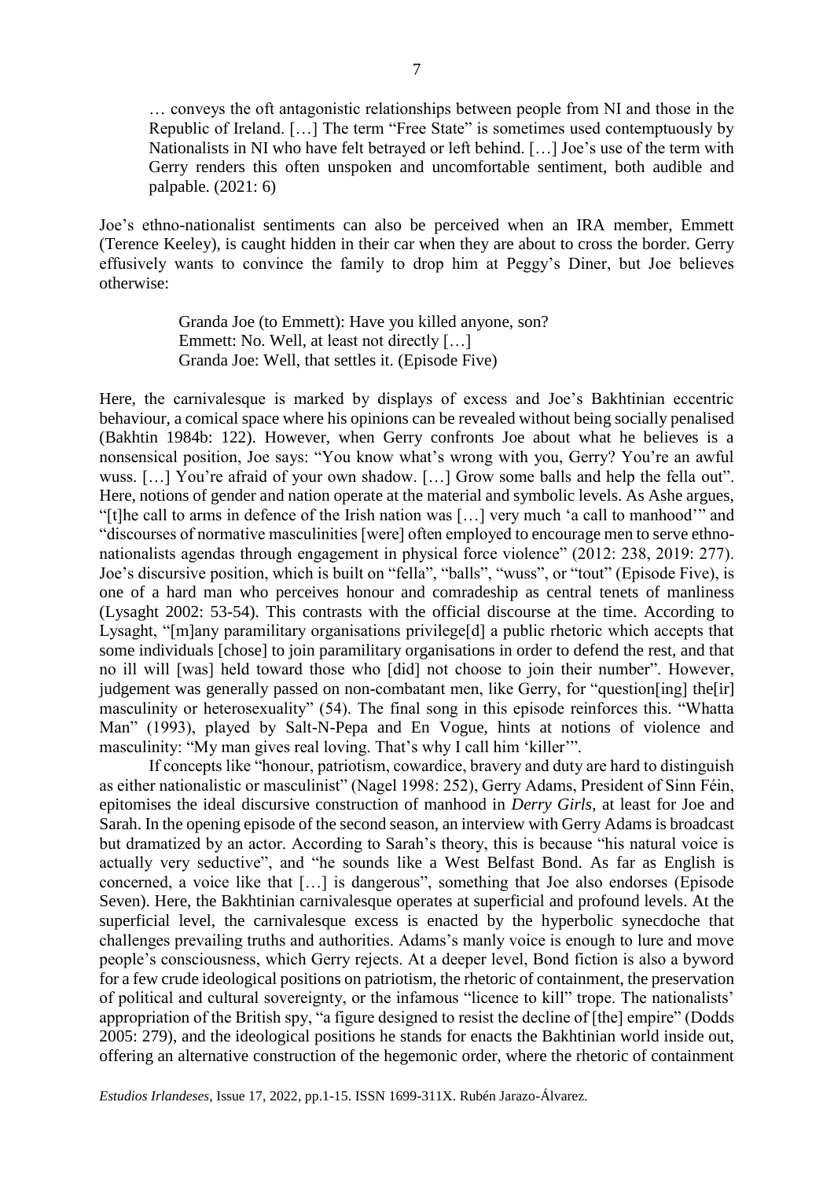> … conveys the oft antagonistic relationships between people from NI and those in the Republic of Ireland. […] The term "Free State" is sometimes used contemptuously by Nationalists in NI who have felt betrayed or left behind. […] Joe's use of the term with Gerry renders this often unspoken and uncomfortable sentiment, both audible and palpable. (2021: 6)

Joe's ethno-nationalist sentiments can also be perceived when an IRA member, Emmett (Terence Keeley), is caught hidden in their car when they are about to cross the border. Gerry effusively wants to convince the family to drop him at Peggy's Diner, but Joe believes otherwise:

> Granda Joe (to Emmett): Have you killed anyone, son?
> Emmett: No. Well, at least not directly […]
> Granda Joe: Well, that settles it. (Episode Five)

Here, the carnivalesque is marked by displays of excess and Joe's Bakhtinian eccentric behaviour, a comical space where his opinions can be revealed without being socially penalised (Bakhtin 1984b: 122). However, when Gerry confronts Joe about what he believes is a nonsensical position, Joe says: "You know what's wrong with you, Gerry? You're an awful wuss. […] You're afraid of your own shadow. […] Grow some balls and help the fella out". Here, notions of gender and nation operate at the material and symbolic levels. As Ashe argues, "[t]he call to arms in defence of the Irish nation was […] very much 'a call to manhood'" and "discourses of normative masculinities [were] often employed to encourage men to serve ethno-nationalists agendas through engagement in physical force violence" (2012: 238, 2019: 277). Joe's discursive position, which is built on "fella", "balls", "wuss", or "tout" (Episode Five), is one of a hard man who perceives honour and comradeship as central tenets of manliness (Lysaght 2002: 53-54). This contrasts with the official discourse at the time. According to Lysaght, "[m]any paramilitary organisations privilege[d] a public rhetoric which accepts that some individuals [chose] to join paramilitary organisations in order to defend the rest, and that no ill will [was] held toward those who [did] not choose to join their number". However, judgement was generally passed on non-combatant men, like Gerry, for "question[ing] the[ir] masculinity or heterosexuality" (54). The final song in this episode reinforces this. "Whatta Man" (1993), played by Salt-N-Pepa and En Vogue, hints at notions of violence and masculinity: "My man gives real loving. That's why I call him 'killer'".

If concepts like "honour, patriotism, cowardice, bravery and duty are hard to distinguish as either nationalistic or masculinist" (Nagel 1998: 252), Gerry Adams, President of Sinn Féin, epitomises the ideal discursive construction of manhood in *Derry Girls*, at least for Joe and Sarah. In the opening episode of the second season, an interview with Gerry Adams is broadcast but dramatized by an actor. According to Sarah's theory, this is because "his natural voice is actually very seductive", and "he sounds like a West Belfast Bond. As far as English is concerned, a voice like that […] is dangerous", something that Joe also endorses (Episode Seven). Here, the Bakhtinian carnivalesque operates at superficial and profound levels. At the superficial level, the carnivalesque excess is enacted by the hyperbolic synecdoche that challenges prevailing truths and authorities. Adams's manly voice is enough to lure and move people's consciousness, which Gerry rejects. At a deeper level, Bond fiction is also a byword for a few crude ideological positions on patriotism, the rhetoric of containment, the preservation of political and cultural sovereignty, or the infamous "licence to kill" trope. The nationalists' appropriation of the British spy, "a figure designed to resist the decline of [the] empire" (Dodds 2005: 279), and the ideological positions he stands for enacts the Bakhtinian world inside out, offering an alternative construction of the hegemonic order, where the rhetoric of containment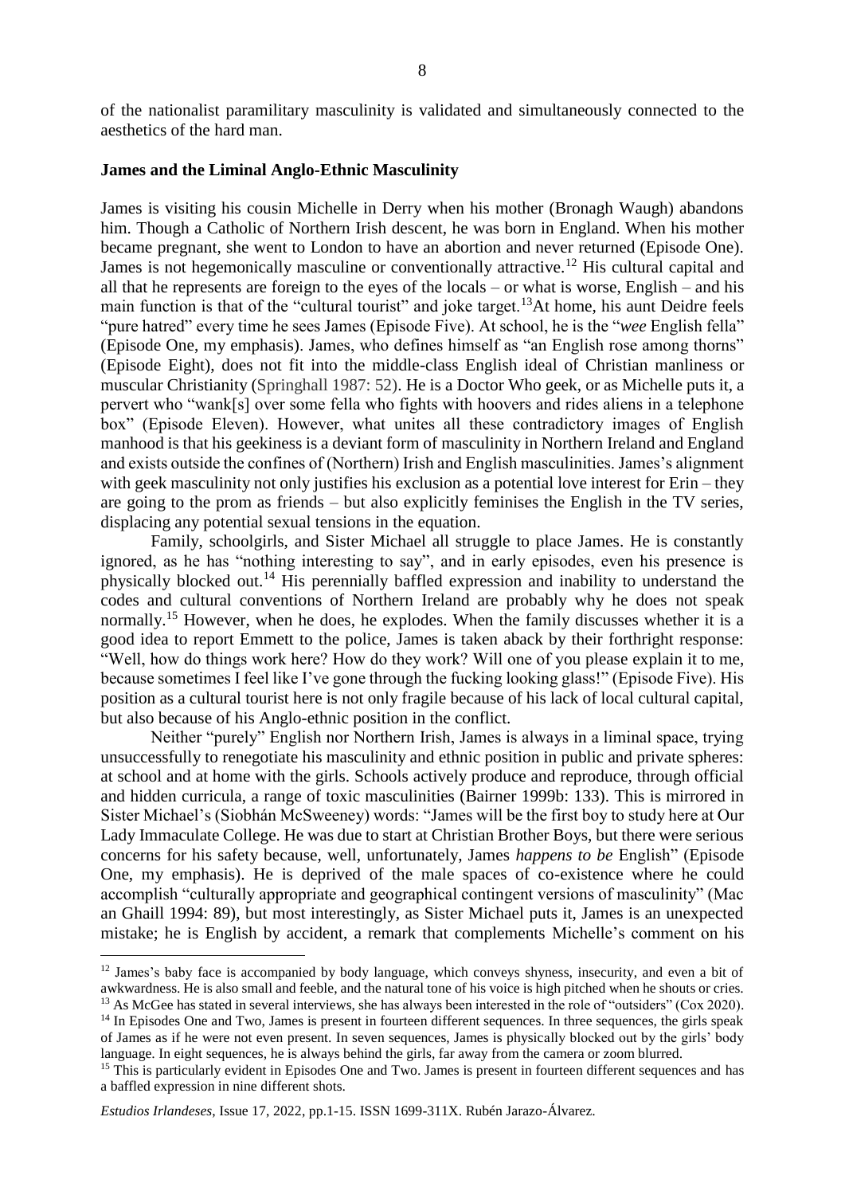of the nationalist paramilitary masculinity is validated and simultaneously connected to the aesthetics of the hard man.

**James and the Liminal Anglo-Ethnic Masculinity**

James is visiting his cousin Michelle in Derry when his mother (Bronagh Waugh) abandons him. Though a Catholic of Northern Irish descent, he was born in England. When his mother became pregnant, she went to London to have an abortion and never returned (Episode One). James is not hegemonically masculine or conventionally attractive.[12] His cultural capital and all that he represents are foreign to the eyes of the locals – or what is worse, English – and his main function is that of the "cultural tourist" and joke target.[13]At home, his aunt Deidre feels "pure hatred" every time he sees James (Episode Five). At school, he is the "*wee* English fella" (Episode One, my emphasis). James, who defines himself as "an English rose among thorns" (Episode Eight), does not fit into the middle-class English ideal of Christian manliness or muscular Christianity (Springhall 1987: 52). He is a Doctor Who geek, or as Michelle puts it, a pervert who "wank[s] over some fella who fights with hoovers and rides aliens in a telephone box" (Episode Eleven). However, what unites all these contradictory images of English manhood is that his geekiness is a deviant form of masculinity in Northern Ireland and England and exists outside the confines of (Northern) Irish and English masculinities. James's alignment with geek masculinity not only justifies his exclusion as a potential love interest for Erin – they are going to the prom as friends – but also explicitly feminises the English in the TV series, displacing any potential sexual tensions in the equation.

Family, schoolgirls, and Sister Michael all struggle to place James. He is constantly ignored, as he has "nothing interesting to say", and in early episodes, even his presence is physically blocked out.[14] His perennially baffled expression and inability to understand the codes and cultural conventions of Northern Ireland are probably why he does not speak normally.[15] However, when he does, he explodes. When the family discusses whether it is a good idea to report Emmett to the police, James is taken aback by their forthright response: "Well, how do things work here? How do they work? Will one of you please explain it to me, because sometimes I feel like I've gone through the fucking looking glass!" (Episode Five). His position as a cultural tourist here is not only fragile because of his lack of local cultural capital, but also because of his Anglo-ethnic position in the conflict.

Neither "purely" English nor Northern Irish, James is always in a liminal space, trying unsuccessfully to renegotiate his masculinity and ethnic position in public and private spheres: at school and at home with the girls. Schools actively produce and reproduce, through official and hidden curricula, a range of toxic masculinities (Bairner 1999b: 133). This is mirrored in Sister Michael's (Siobhán McSweeney) words: "James will be the first boy to study here at Our Lady Immaculate College. He was due to start at Christian Brother Boys, but there were serious concerns for his safety because, well, unfortunately, James *happens to be* English" (Episode One, my emphasis). He is deprived of the male spaces of co-existence where he could accomplish "culturally appropriate and geographical contingent versions of masculinity" (Mac an Ghaill 1994: 89), but most interestingly, as Sister Michael puts it, James is an unexpected mistake; he is English by accident, a remark that complements Michelle's comment on his

---

[12] James's baby face is accompanied by body language, which conveys shyness, insecurity, and even a bit of awkwardness. He is also small and feeble, and the natural tone of his voice is high pitched when he shouts or cries.

[13] As McGee has stated in several interviews, she has always been interested in the role of "outsiders" (Cox 2020).

[14] In Episodes One and Two, James is present in fourteen different sequences. In three sequences, the girls speak of James as if he were not even present. In seven sequences, James is physically blocked out by the girls' body language. In eight sequences, he is always behind the girls, far away from the camera or zoom blurred.

[15] This is particularly evident in Episodes One and Two. James is present in fourteen different sequences and has a baffled expression in nine different shots.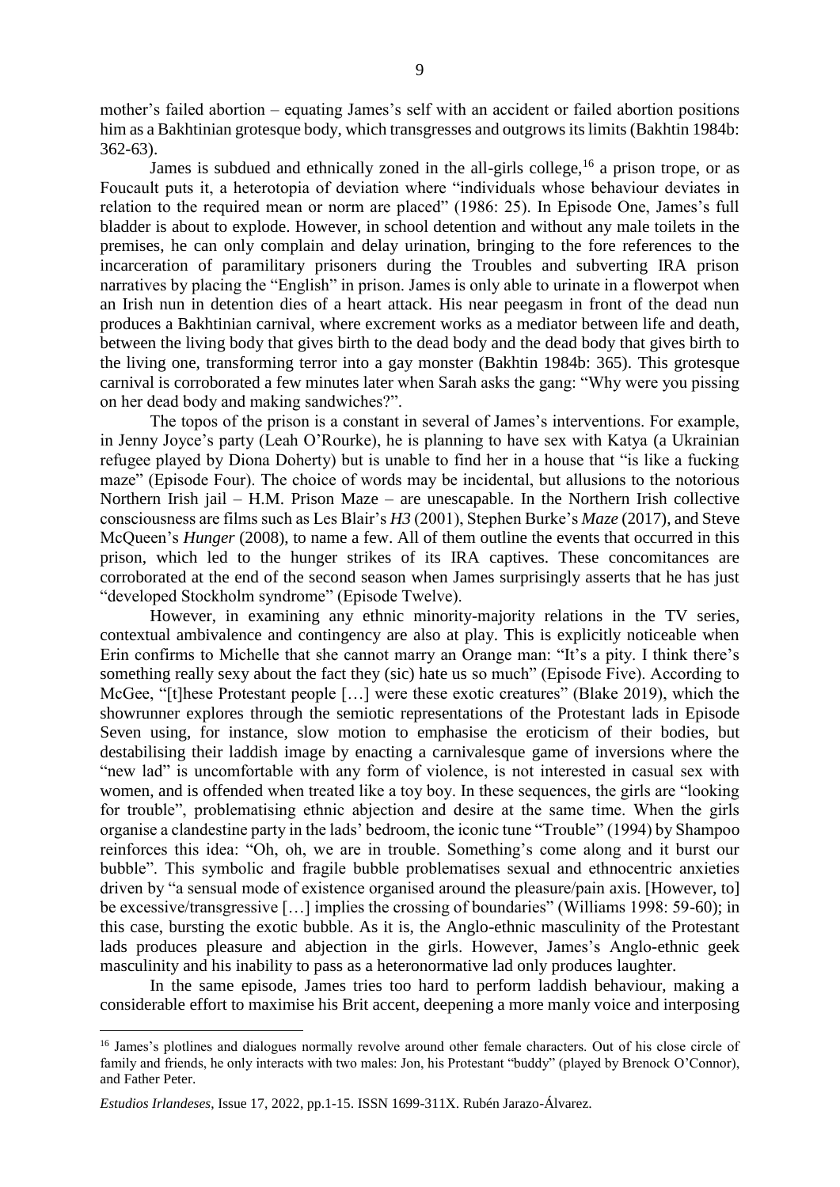mother's failed abortion – equating James's self with an accident or failed abortion positions him as a Bakhtinian grotesque body, which transgresses and outgrows its limits (Bakhtin 1984b: 362-63).

James is subdued and ethnically zoned in the all-girls college,[16] a prison trope, or as Foucault puts it, a heterotopia of deviation where "individuals whose behaviour deviates in relation to the required mean or norm are placed" (1986: 25). In Episode One, James's full bladder is about to explode. However, in school detention and without any male toilets in the premises, he can only complain and delay urination, bringing to the fore references to the incarceration of paramilitary prisoners during the Troubles and subverting IRA prison narratives by placing the "English" in prison. James is only able to urinate in a flowerpot when an Irish nun in detention dies of a heart attack. His near peegasm in front of the dead nun produces a Bakhtinian carnival, where excrement works as a mediator between life and death, between the living body that gives birth to the dead body and the dead body that gives birth to the living one, transforming terror into a gay monster (Bakhtin 1984b: 365). This grotesque carnival is corroborated a few minutes later when Sarah asks the gang: "Why were you pissing on her dead body and making sandwiches?".

The topos of the prison is a constant in several of James's interventions. For example, in Jenny Joyce's party (Leah O'Rourke), he is planning to have sex with Katya (a Ukrainian refugee played by Diona Doherty) but is unable to find her in a house that "is like a fucking maze" (Episode Four). The choice of words may be incidental, but allusions to the notorious Northern Irish jail – H.M. Prison Maze – are unescapable. In the Northern Irish collective consciousness are films such as Les Blair's *H3* (2001), Stephen Burke's *Maze* (2017), and Steve McQueen's *Hunger* (2008), to name a few. All of them outline the events that occurred in this prison, which led to the hunger strikes of its IRA captives. These concomitances are corroborated at the end of the second season when James surprisingly asserts that he has just "developed Stockholm syndrome" (Episode Twelve).

However, in examining any ethnic minority-majority relations in the TV series, contextual ambivalence and contingency are also at play. This is explicitly noticeable when Erin confirms to Michelle that she cannot marry an Orange man: "It's a pity. I think there's something really sexy about the fact they (sic) hate us so much" (Episode Five). According to McGee, "[t]hese Protestant people […] were these exotic creatures" (Blake 2019), which the showrunner explores through the semiotic representations of the Protestant lads in Episode Seven using, for instance, slow motion to emphasise the eroticism of their bodies, but destabilising their laddish image by enacting a carnivalesque game of inversions where the "new lad" is uncomfortable with any form of violence, is not interested in casual sex with women, and is offended when treated like a toy boy. In these sequences, the girls are "looking for trouble", problematising ethnic abjection and desire at the same time. When the girls organise a clandestine party in the lads' bedroom, the iconic tune "Trouble" (1994) by Shampoo reinforces this idea: "Oh, oh, we are in trouble. Something's come along and it burst our bubble". This symbolic and fragile bubble problematises sexual and ethnocentric anxieties driven by "a sensual mode of existence organised around the pleasure/pain axis. [However, to] be excessive/transgressive […] implies the crossing of boundaries" (Williams 1998: 59-60); in this case, bursting the exotic bubble. As it is, the Anglo-ethnic masculinity of the Protestant lads produces pleasure and abjection in the girls. However, James's Anglo-ethnic geek masculinity and his inability to pass as a heteronormative lad only produces laughter.

In the same episode, James tries too hard to perform laddish behaviour, making a considerable effort to maximise his Brit accent, deepening a more manly voice and interposing

---

[16] James's plotlines and dialogues normally revolve around other female characters. Out of his close circle of family and friends, he only interacts with two males: Jon, his Protestant "buddy" (played by Brenock O'Connor), and Father Peter.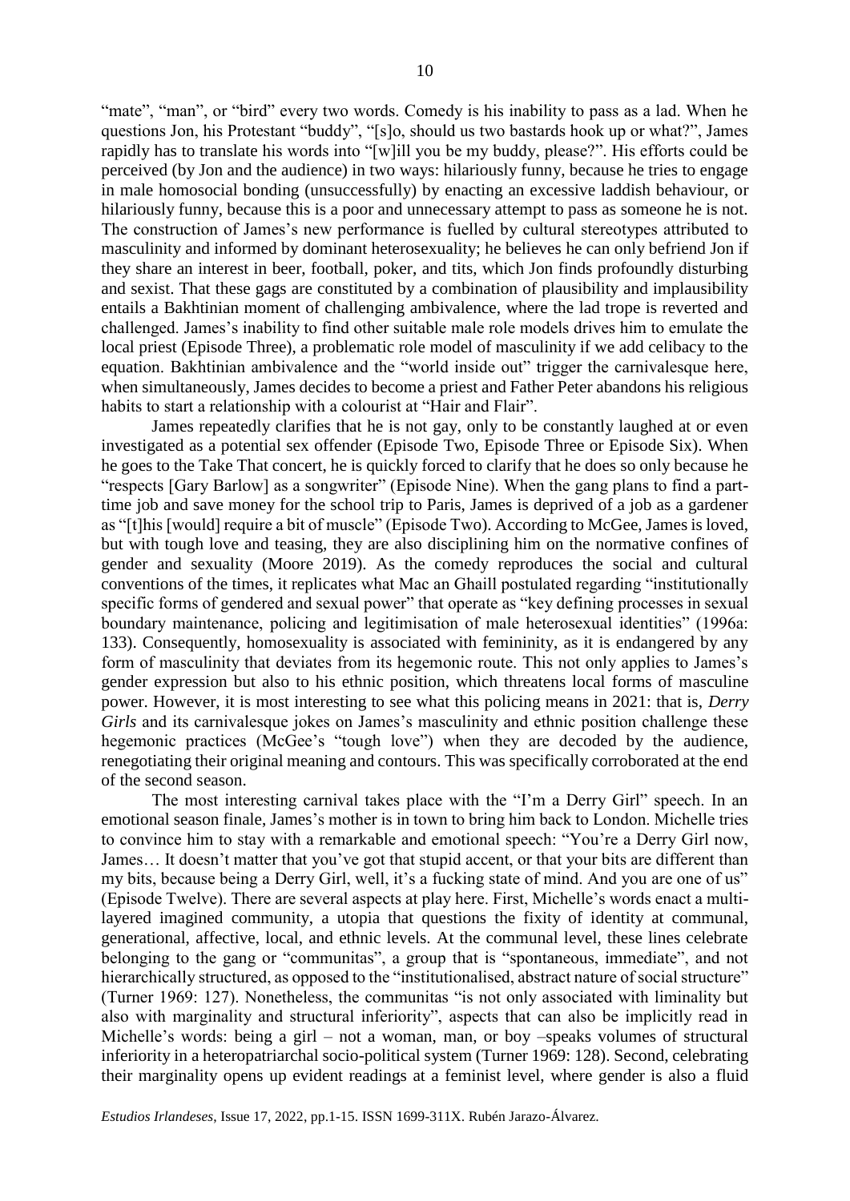"mate", "man", or "bird" every two words. Comedy is his inability to pass as a lad. When he questions Jon, his Protestant "buddy", "[s]o, should us two bastards hook up or what?", James rapidly has to translate his words into "[w]ill you be my buddy, please?". His efforts could be perceived (by Jon and the audience) in two ways: hilariously funny, because he tries to engage in male homosocial bonding (unsuccessfully) by enacting an excessive laddish behaviour, or hilariously funny, because this is a poor and unnecessary attempt to pass as someone he is not. The construction of James's new performance is fuelled by cultural stereotypes attributed to masculinity and informed by dominant heterosexuality; he believes he can only befriend Jon if they share an interest in beer, football, poker, and tits, which Jon finds profoundly disturbing and sexist. That these gags are constituted by a combination of plausibility and implausibility entails a Bakhtinian moment of challenging ambivalence, where the lad trope is reverted and challenged. James's inability to find other suitable male role models drives him to emulate the local priest (Episode Three), a problematic role model of masculinity if we add celibacy to the equation. Bakhtinian ambivalence and the "world inside out" trigger the carnivalesque here, when simultaneously, James decides to become a priest and Father Peter abandons his religious habits to start a relationship with a colourist at "Hair and Flair".

James repeatedly clarifies that he is not gay, only to be constantly laughed at or even investigated as a potential sex offender (Episode Two, Episode Three or Episode Six). When he goes to the Take That concert, he is quickly forced to clarify that he does so only because he "respects [Gary Barlow] as a songwriter" (Episode Nine). When the gang plans to find a part-time job and save money for the school trip to Paris, James is deprived of a job as a gardener as "[t]his [would] require a bit of muscle" (Episode Two). According to McGee, James is loved, but with tough love and teasing, they are also disciplining him on the normative confines of gender and sexuality (Moore 2019). As the comedy reproduces the social and cultural conventions of the times, it replicates what Mac an Ghaill postulated regarding "institutionally specific forms of gendered and sexual power" that operate as "key defining processes in sexual boundary maintenance, policing and legitimisation of male heterosexual identities" (1996a: 133). Consequently, homosexuality is associated with femininity, as it is endangered by any form of masculinity that deviates from its hegemonic route. This not only applies to James's gender expression but also to his ethnic position, which threatens local forms of masculine power. However, it is most interesting to see what this policing means in 2021: that is, *Derry Girls* and its carnivalesque jokes on James's masculinity and ethnic position challenge these hegemonic practices (McGee's "tough love") when they are decoded by the audience, renegotiating their original meaning and contours. This was specifically corroborated at the end of the second season.

The most interesting carnival takes place with the "I'm a Derry Girl" speech. In an emotional season finale, James's mother is in town to bring him back to London. Michelle tries to convince him to stay with a remarkable and emotional speech: "You're a Derry Girl now, James… It doesn't matter that you've got that stupid accent, or that your bits are different than my bits, because being a Derry Girl, well, it's a fucking state of mind. And you are one of us" (Episode Twelve). There are several aspects at play here. First, Michelle's words enact a multi-layered imagined community, a utopia that questions the fixity of identity at communal, generational, affective, local, and ethnic levels. At the communal level, these lines celebrate belonging to the gang or "communitas", a group that is "spontaneous, immediate", and not hierarchically structured, as opposed to the "institutionalised, abstract nature of social structure" (Turner 1969: 127). Nonetheless, the communitas "is not only associated with liminality but also with marginality and structural inferiority", aspects that can also be implicitly read in Michelle's words: being a girl – not a woman, man, or boy –speaks volumes of structural inferiority in a heteropatriarchal socio-political system (Turner 1969: 128). Second, celebrating their marginality opens up evident readings at a feminist level, where gender is also a fluid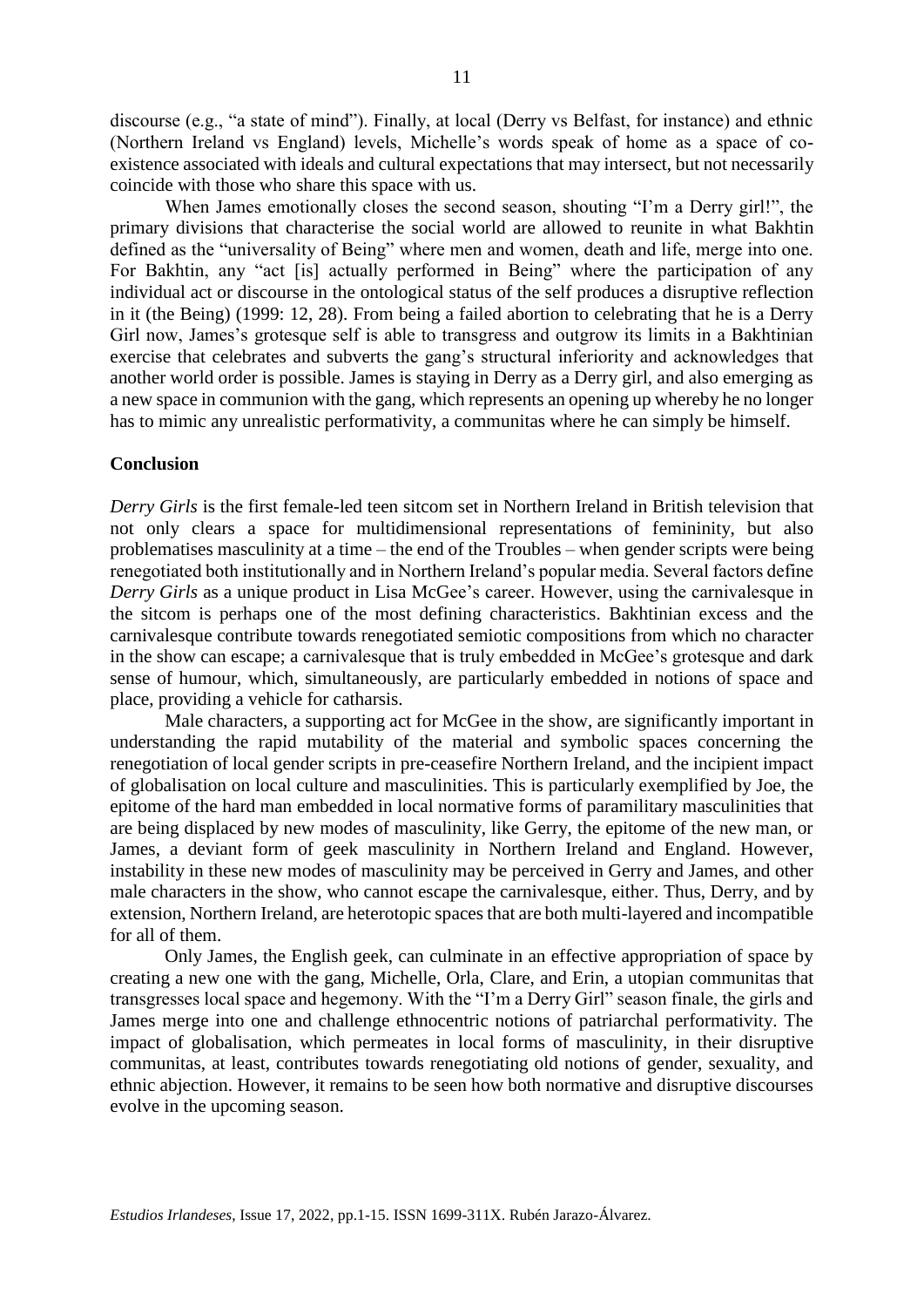discourse (e.g., "a state of mind"). Finally, at local (Derry vs Belfast, for instance) and ethnic (Northern Ireland vs England) levels, Michelle's words speak of home as a space of co-existence associated with ideals and cultural expectations that may intersect, but not necessarily coincide with those who share this space with us.

When James emotionally closes the second season, shouting "I'm a Derry girl!", the primary divisions that characterise the social world are allowed to reunite in what Bakhtin defined as the "universality of Being" where men and women, death and life, merge into one. For Bakhtin, any "act [is] actually performed in Being" where the participation of any individual act or discourse in the ontological status of the self produces a disruptive reflection in it (the Being) (1999: 12, 28). From being a failed abortion to celebrating that he is a Derry Girl now, James's grotesque self is able to transgress and outgrow its limits in a Bakhtinian exercise that celebrates and subverts the gang's structural inferiority and acknowledges that another world order is possible. James is staying in Derry as a Derry girl, and also emerging as a new space in communion with the gang, which represents an opening up whereby he no longer has to mimic any unrealistic performativity, a communitas where he can simply be himself.

## Conclusion

*Derry Girls* is the first female-led teen sitcom set in Northern Ireland in British television that not only clears a space for multidimensional representations of femininity, but also problematises masculinity at a time – the end of the Troubles – when gender scripts were being renegotiated both institutionally and in Northern Ireland's popular media. Several factors define *Derry Girls* as a unique product in Lisa McGee's career. However, using the carnivalesque in the sitcom is perhaps one of the most defining characteristics. Bakhtinian excess and the carnivalesque contribute towards renegotiated semiotic compositions from which no character in the show can escape; a carnivalesque that is truly embedded in McGee's grotesque and dark sense of humour, which, simultaneously, are particularly embedded in notions of space and place, providing a vehicle for catharsis.

Male characters, a supporting act for McGee in the show, are significantly important in understanding the rapid mutability of the material and symbolic spaces concerning the renegotiation of local gender scripts in pre-ceasefire Northern Ireland, and the incipient impact of globalisation on local culture and masculinities. This is particularly exemplified by Joe, the epitome of the hard man embedded in local normative forms of paramilitary masculinities that are being displaced by new modes of masculinity, like Gerry, the epitome of the new man, or James, a deviant form of geek masculinity in Northern Ireland and England. However, instability in these new modes of masculinity may be perceived in Gerry and James, and other male characters in the show, who cannot escape the carnivalesque, either. Thus, Derry, and by extension, Northern Ireland, are heterotopic spaces that are both multi-layered and incompatible for all of them.

Only James, the English geek, can culminate in an effective appropriation of space by creating a new one with the gang, Michelle, Orla, Clare, and Erin, a utopian communitas that transgresses local space and hegemony. With the "I'm a Derry Girl" season finale, the girls and James merge into one and challenge ethnocentric notions of patriarchal performativity. The impact of globalisation, which permeates in local forms of masculinity, in their disruptive communitas, at least, contributes towards renegotiating old notions of gender, sexuality, and ethnic abjection. However, it remains to be seen how both normative and disruptive discourses evolve in the upcoming season.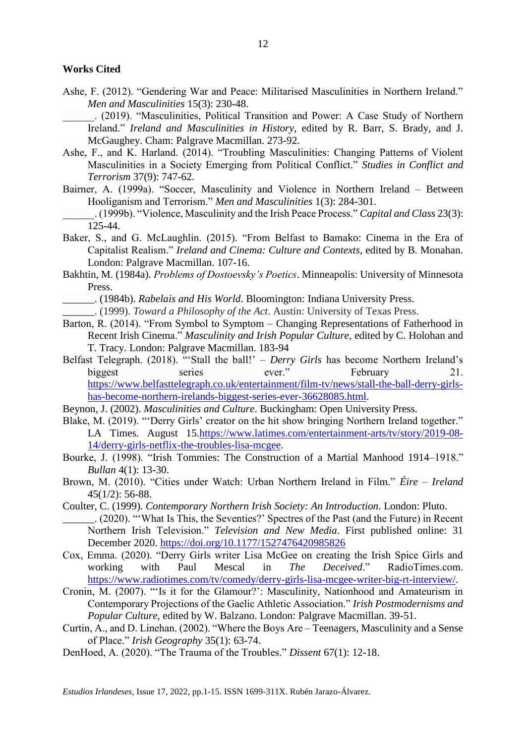**Works Cited**

Ashe, F. (2012). "Gendering War and Peace: Militarised Masculinities in Northern Ireland." *Men and Masculinities* 15(3): 230-48.

______. (2019). "Masculinities, Political Transition and Power: A Case Study of Northern Ireland." *Ireland and Masculinities in History*, edited by R. Barr, S. Brady, and J. McGaughey. Cham: Palgrave Macmillan. 273-92.

Ashe, F., and K. Harland. (2014). "Troubling Masculinities: Changing Patterns of Violent Masculinities in a Society Emerging from Political Conflict." *Studies in Conflict and Terrorism* 37(9): 747-62.

Bairner, A. (1999a). "Soccer, Masculinity and Violence in Northern Ireland – Between Hooliganism and Terrorism." *Men and Masculinities* 1(3): 284-301.

______. (1999b). "Violence, Masculinity and the Irish Peace Process." *Capital and Class* 23(3): 125-44.

Baker, S., and G. McLaughlin. (2015). "From Belfast to Bamako: Cinema in the Era of Capitalist Realism." *Ireland and Cinema: Culture and Contexts*, edited by B. Monahan. London: Palgrave Macmillan. 107-16.

Bakhtin, M. (1984a). *Problems of Dostoevsky's Poetics*. Minneapolis: University of Minnesota Press.

______. (1984b). *Rabelais and His World*. Bloomington: Indiana University Press.

______. (1999). *Toward a Philosophy of the Act*. Austin: University of Texas Press.

Barton, R. (2014). "From Symbol to Symptom – Changing Representations of Fatherhood in Recent Irish Cinema." *Masculinity and Irish Popular Culture*, edited by C. Holohan and T. Tracy. London: Palgrave Macmillan. 183-94

Belfast Telegraph. (2018). "'Stall the ball!' – *Derry Girls* has become Northern Ireland's biggest series ever." February 21. https://www.belfasttelegraph.co.uk/entertainment/film-tv/news/stall-the-ball-derry-girls-has-become-northern-irelands-biggest-series-ever-36628085.html.

Beynon, J. (2002). *Masculinities and Culture*. Buckingham: Open University Press.

Blake, M. (2019). "'Derry Girls' creator on the hit show bringing Northern Ireland together." LA Times. August 15.https://www.latimes.com/entertainment-arts/tv/story/2019-08-14/derry-girls-netflix-the-troubles-lisa-mcgee.

Bourke, J. (1998). "Irish Tommies: The Construction of a Martial Manhood 1914–1918." *Bullan* 4(1): 13-30.

Brown, M. (2010). "Cities under Watch: Urban Northern Ireland in Film." *Éire – Ireland* 45(1/2): 56-88.

Coulter, C. (1999). *Contemporary Northern Irish Society: An Introduction*. London: Pluto.

______. (2020). "'What Is This, the Seventies?' Spectres of the Past (and the Future) in Recent Northern Irish Television." *Television and New Media*. First published online: 31 December 2020. https://doi.org/10.1177/1527476420985826

Cox, Emma. (2020). "Derry Girls writer Lisa McGee on creating the Irish Spice Girls and working with Paul Mescal in *The Deceived*." RadioTimes.com. https://www.radiotimes.com/tv/comedy/derry-girls-lisa-mcgee-writer-big-rt-interview/.

Cronin, M. (2007). "'Is it for the Glamour?': Masculinity, Nationhood and Amateurism in Contemporary Projections of the Gaelic Athletic Association." *Irish Postmodernisms and Popular Culture*, edited by W. Balzano. London: Palgrave Macmillan. 39-51.

Curtin, A., and D. Linehan. (2002). "Where the Boys Are – Teenagers, Masculinity and a Sense of Place." *Irish Geography* 35(1): 63-74.

DenHoed, A. (2020). "The Trauma of the Troubles." *Dissent* 67(1): 12-18.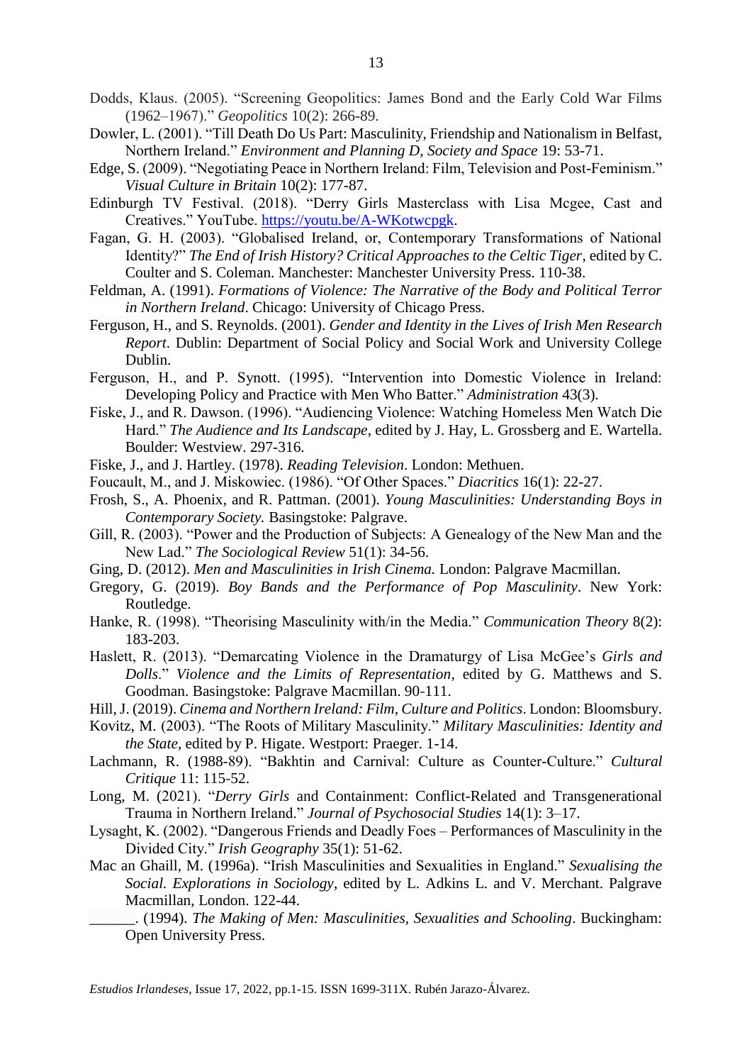Dodds, Klaus. (2005). "Screening Geopolitics: James Bond and the Early Cold War Films (1962–1967)." *Geopolitics* 10(2): 266-89.

Dowler, L. (2001). "Till Death Do Us Part: Masculinity, Friendship and Nationalism in Belfast, Northern Ireland." *Environment and Planning D, Society and Space* 19: 53-71.

Edge, S. (2009). "Negotiating Peace in Northern Ireland: Film, Television and Post-Feminism." *Visual Culture in Britain* 10(2): 177-87.

Edinburgh TV Festival. (2018). "Derry Girls Masterclass with Lisa Mcgee, Cast and Creatives." YouTube. https://youtu.be/A-WKotwcpgk.

Fagan, G. H. (2003). "Globalised Ireland, or, Contemporary Transformations of National Identity?" *The End of Irish History? Critical Approaches to the Celtic Tiger*, edited by C. Coulter and S. Coleman. Manchester: Manchester University Press. 110-38.

Feldman, A. (1991). *Formations of Violence: The Narrative of the Body and Political Terror in Northern Ireland*. Chicago: University of Chicago Press.

Ferguson, H., and S. Reynolds. (2001). *Gender and Identity in the Lives of Irish Men Research Report*. Dublin: Department of Social Policy and Social Work and University College Dublin.

Ferguson, H., and P. Synott. (1995). "Intervention into Domestic Violence in Ireland: Developing Policy and Practice with Men Who Batter." *Administration* 43(3).

Fiske, J., and R. Dawson. (1996). "Audiencing Violence: Watching Homeless Men Watch Die Hard." *The Audience and Its Landscape*, edited by J. Hay, L. Grossberg and E. Wartella. Boulder: Westview. 297-316.

Fiske, J., and J. Hartley. (1978). *Reading Television*. London: Methuen.

Foucault, M., and J. Miskowiec. (1986). "Of Other Spaces." *Diacritics* 16(1): 22-27.

Frosh, S., A. Phoenix, and R. Pattman. (2001). *Young Masculinities: Understanding Boys in Contemporary Society.* Basingstoke: Palgrave.

Gill, R. (2003). "Power and the Production of Subjects: A Genealogy of the New Man and the New Lad." *The Sociological Review* 51(1): 34-56.

Ging, D. (2012). *Men and Masculinities in Irish Cinema.* London: Palgrave Macmillan.

Gregory, G. (2019). *Boy Bands and the Performance of Pop Masculinity*. New York: Routledge.

Hanke, R. (1998). "Theorising Masculinity with/in the Media." *Communication Theory* 8(2): 183-203.

Haslett, R. (2013). "Demarcating Violence in the Dramaturgy of Lisa McGee's *Girls and Dolls*." *Violence and the Limits of Representation*, edited by G. Matthews and S. Goodman. Basingstoke: Palgrave Macmillan. 90-111.

Hill, J. (2019). *Cinema and Northern Ireland: Film, Culture and Politics*. London: Bloomsbury.

Kovitz, M. (2003). "The Roots of Military Masculinity." *Military Masculinities: Identity and the State*, edited by P. Higate. Westport: Praeger. 1-14.

Lachmann, R. (1988-89). "Bakhtin and Carnival: Culture as Counter-Culture." *Cultural Critique* 11: 115-52.

Long, M. (2021). "*Derry Girls* and Containment: Conflict-Related and Transgenerational Trauma in Northern Ireland." *Journal of Psychosocial Studies* 14(1): 3–17.

Lysaght, K. (2002). "Dangerous Friends and Deadly Foes – Performances of Masculinity in the Divided City." *Irish Geography* 35(1): 51-62.

Mac an Ghaill, M. (1996a). "Irish Masculinities and Sexualities in England." *Sexualising the Social. Explorations in Sociology*, edited by L. Adkins L. and V. Merchant. Palgrave Macmillan, London. 122-44.

______. (1994). *The Making of Men: Masculinities, Sexualities and Schooling*. Buckingham: Open University Press.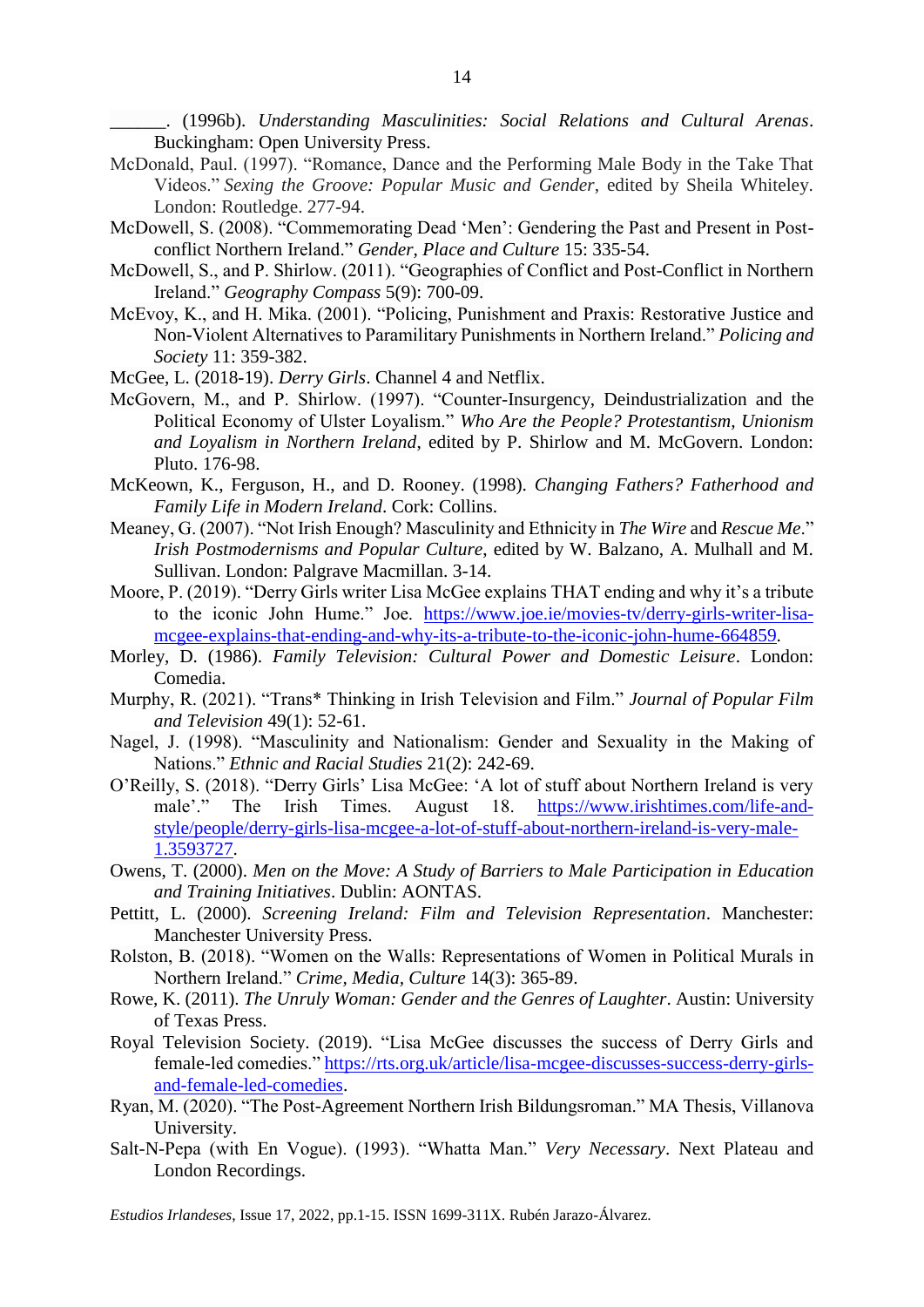\_\_\_\_\_\_. (1996b). *Understanding Masculinities: Social Relations and Cultural Arenas*. Buckingham: Open University Press.

McDonald, Paul. (1997). "Romance, Dance and the Performing Male Body in the Take That Videos." *Sexing the Groove: Popular Music and Gender*, edited by Sheila Whiteley. London: Routledge. 277-94.

McDowell, S. (2008). "Commemorating Dead 'Men': Gendering the Past and Present in Post-conflict Northern Ireland." *Gender, Place and Culture* 15: 335-54.

McDowell, S., and P. Shirlow. (2011). "Geographies of Conflict and Post-Conflict in Northern Ireland." *Geography Compass* 5(9): 700-09.

McEvoy, K., and H. Mika. (2001). "Policing, Punishment and Praxis: Restorative Justice and Non-Violent Alternatives to Paramilitary Punishments in Northern Ireland." *Policing and Society* 11: 359-382.

McGee, L. (2018-19). *Derry Girls*. Channel 4 and Netflix.

McGovern, M., and P. Shirlow. (1997). "Counter-Insurgency, Deindustrialization and the Political Economy of Ulster Loyalism." *Who Are the People? Protestantism, Unionism and Loyalism in Northern Ireland*, edited by P. Shirlow and M. McGovern. London: Pluto. 176-98.

McKeown, K., Ferguson, H., and D. Rooney. (1998). *Changing Fathers? Fatherhood and Family Life in Modern Ireland*. Cork: Collins.

Meaney, G. (2007). "Not Irish Enough? Masculinity and Ethnicity in *The Wire* and *Rescue Me*." *Irish Postmodernisms and Popular Culture*, edited by W. Balzano, A. Mulhall and M. Sullivan. London: Palgrave Macmillan. 3-14.

Moore, P. (2019). "Derry Girls writer Lisa McGee explains THAT ending and why it's a tribute to the iconic John Hume." Joe. https://www.joe.ie/movies-tv/derry-girls-writer-lisa-mcgee-explains-that-ending-and-why-its-a-tribute-to-the-iconic-john-hume-664859.

Morley, D. (1986). *Family Television: Cultural Power and Domestic Leisure*. London: Comedia.

Murphy, R. (2021). "Trans* Thinking in Irish Television and Film." *Journal of Popular Film and Television* 49(1): 52-61.

Nagel, J. (1998). "Masculinity and Nationalism: Gender and Sexuality in the Making of Nations." *Ethnic and Racial Studies* 21(2): 242-69.

O'Reilly, S. (2018). "Derry Girls' Lisa McGee: 'A lot of stuff about Northern Ireland is very male'." The Irish Times. August 18. https://www.irishtimes.com/life-and-style/people/derry-girls-lisa-mcgee-a-lot-of-stuff-about-northern-ireland-is-very-male-1.3593727.

Owens, T. (2000). *Men on the Move: A Study of Barriers to Male Participation in Education and Training Initiatives*. Dublin: AONTAS.

Pettitt, L. (2000). *Screening Ireland: Film and Television Representation*. Manchester: Manchester University Press.

Rolston, B. (2018). "Women on the Walls: Representations of Women in Political Murals in Northern Ireland." *Crime, Media, Culture* 14(3): 365-89.

Rowe, K. (2011). *The Unruly Woman: Gender and the Genres of Laughter*. Austin: University of Texas Press.

Royal Television Society. (2019). "Lisa McGee discusses the success of Derry Girls and female-led comedies." https://rts.org.uk/article/lisa-mcgee-discusses-success-derry-girls-and-female-led-comedies.

Ryan, M. (2020). "The Post-Agreement Northern Irish Bildungsroman." MA Thesis, Villanova University.

Salt-N-Pepa (with En Vogue). (1993). "Whatta Man." *Very Necessary*. Next Plateau and London Recordings.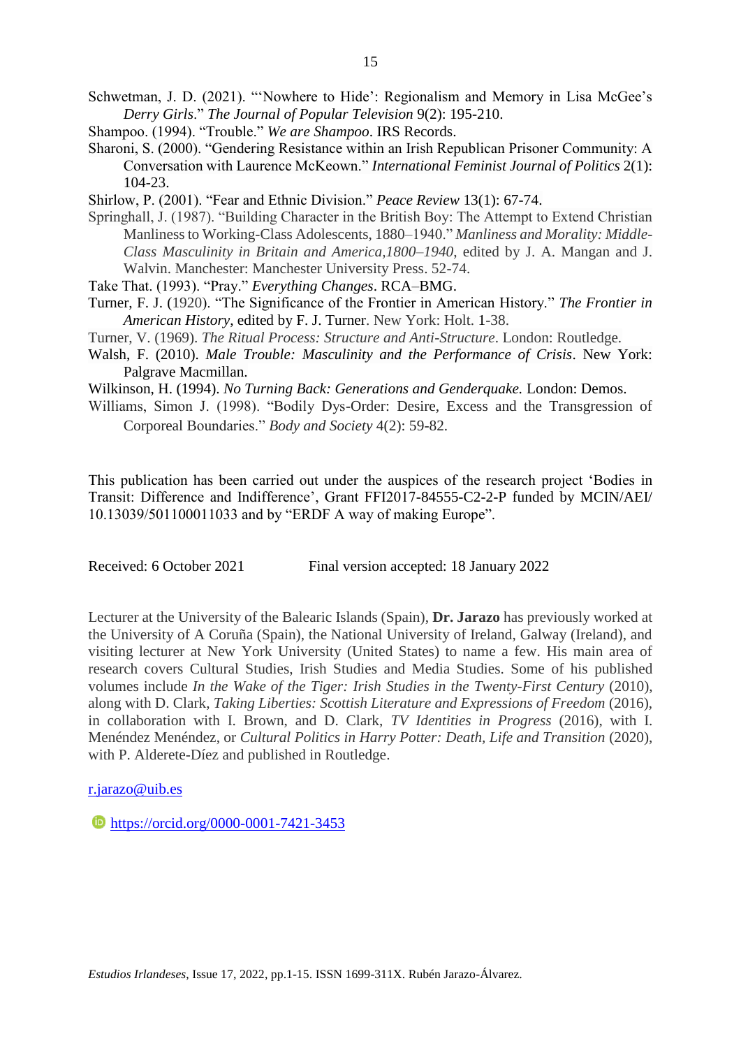Schwetman, J. D. (2021). "'Nowhere to Hide': Regionalism and Memory in Lisa McGee's *Derry Girls*." *The Journal of Popular Television* 9(2): 195-210.

Shampoo. (1994). "Trouble." *We are Shampoo*. IRS Records.

Sharoni, S. (2000). "Gendering Resistance within an Irish Republican Prisoner Community: A Conversation with Laurence McKeown." *International Feminist Journal of Politics* 2(1): 104-23.

Shirlow, P. (2001). "Fear and Ethnic Division." *Peace Review* 13(1): 67-74.

Springhall, J. (1987). "Building Character in the British Boy: The Attempt to Extend Christian Manliness to Working-Class Adolescents, 1880–1940." *Manliness and Morality: Middle-Class Masculinity in Britain and America,1800–1940*, edited by J. A. Mangan and J. Walvin. Manchester: Manchester University Press. 52-74.

Take That. (1993). "Pray." *Everything Changes*. RCA–BMG.

Turner, F. J. (1920). "The Significance of the Frontier in American History." *The Frontier in American History*, edited by F. J. Turner. New York: Holt. 1-38.

Turner, V. (1969). *The Ritual Process: Structure and Anti-Structure*. London: Routledge.

Walsh, F. (2010). *Male Trouble: Masculinity and the Performance of Crisis*. New York: Palgrave Macmillan.

Wilkinson, H. (1994). *No Turning Back: Generations and Genderquake.* London: Demos.

Williams, Simon J. (1998). "Bodily Dys-Order: Desire, Excess and the Transgression of Corporeal Boundaries." *Body and Society* 4(2): 59-82.

This publication has been carried out under the auspices of the research project 'Bodies in Transit: Difference and Indifference', Grant FFI2017-84555-C2-2-P funded by MCIN/AEI/ 10.13039/501100011033 and by "ERDF A way of making Europe".

Received: 6 October 2021 Final version accepted: 18 January 2022

Lecturer at the University of the Balearic Islands (Spain), **Dr. Jarazo** has previously worked at the University of A Coruña (Spain), the National University of Ireland, Galway (Ireland), and visiting lecturer at New York University (United States) to name a few. His main area of research covers Cultural Studies, Irish Studies and Media Studies. Some of his published volumes include *In the Wake of the Tiger: Irish Studies in the Twenty-First Century* (2010), along with D. Clark, *Taking Liberties: Scottish Literature and Expressions of Freedom* (2016), in collaboration with I. Brown, and D. Clark, *TV Identities in Progress* (2016), with I. Menéndez Menéndez, or *Cultural Politics in Harry Potter: Death, Life and Transition* (2020), with P. Alderete-Díez and published in Routledge.

r.jarazo@uib.es

https://orcid.org/0000-0001-7421-3453